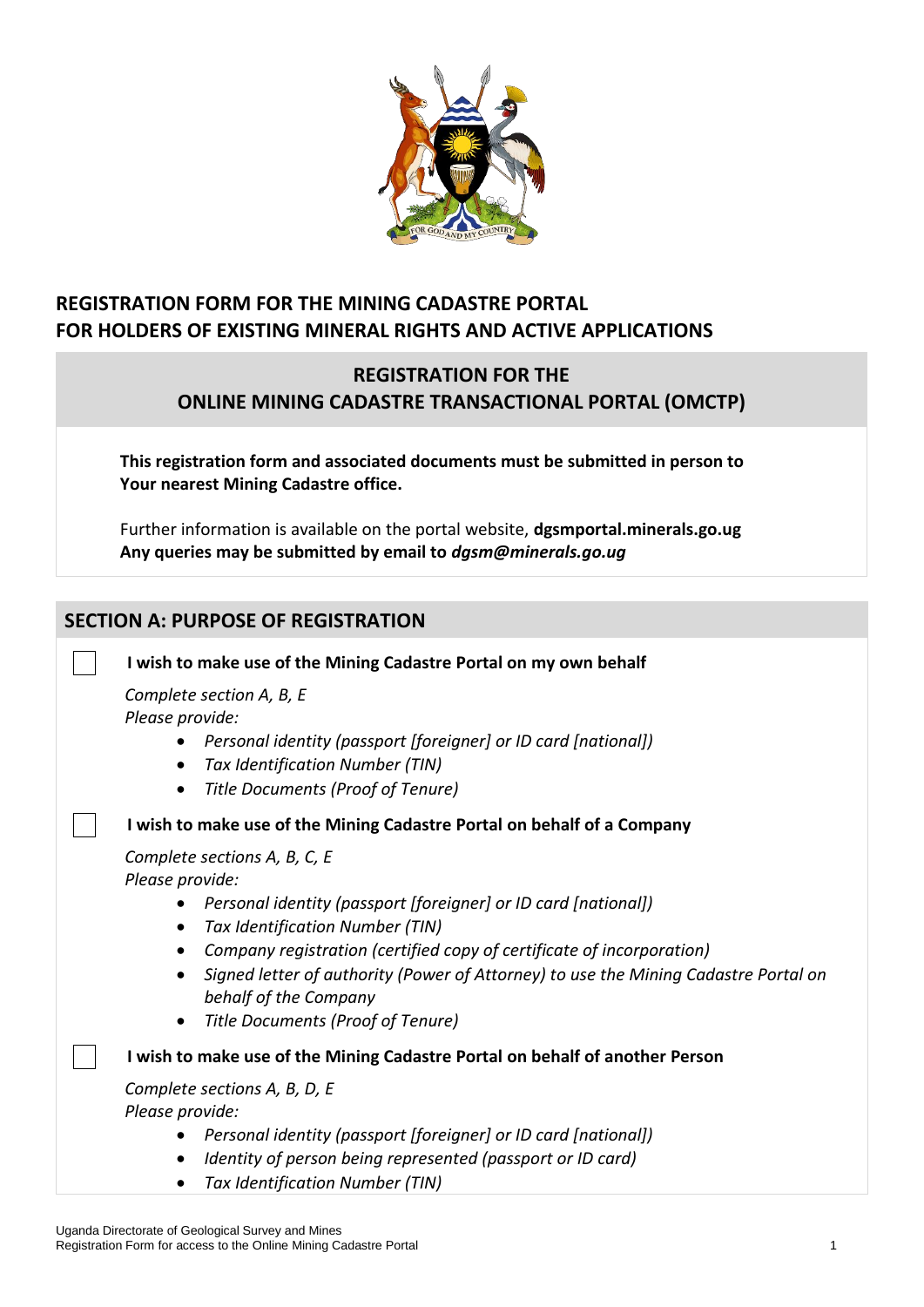# REGISTRATION FORM FOR THE MINING CADASTRE PORTAL FOR HOLDERS OF EXISTING MINERAL RIGHTS AND ACTIVE APPLICATIONS

## REGISTRATION FOR THE ONLINE MINING CADASTRE TRANSACTIONAL PORTAL (OMCTP)

**This registration form and associated documents must be submitted in person to Your nearest Mining Cadastre office.**

Further information is available on the portal website, **dgsmportal.minerals.go.ug**
**Any queries may be submitted by email to *dgsm@minerals.go.ug***

## SECTION A: PURPOSE OF REGISTRATION

☐ **I wish to make use of the Mining Cadastre Portal on my own behalf**

*Complete section A, B, E*
*Please provide:*

- *Personal identity (passport [foreigner] or ID card [national])*
- *Tax Identification Number (TIN)*
- *Title Documents (Proof of Tenure)*

☐ **I wish to make use of the Mining Cadastre Portal on behalf of a Company**

*Complete sections A, B, C, E*
*Please provide:*

- *Personal identity (passport [foreigner] or ID card [national])*
- *Tax Identification Number (TIN)*
- *Company registration (certified copy of certificate of incorporation)*
- *Signed letter of authority (Power of Attorney) to use the Mining Cadastre Portal on behalf of the Company*
- *Title Documents (Proof of Tenure)*

☐ **I wish to make use of the Mining Cadastre Portal on behalf of another Person**

*Complete sections A, B, D, E*
*Please provide:*

- *Personal identity (passport [foreigner] or ID card [national])*
- *Identity of person being represented (passport or ID card)*
- *Tax Identification Number (TIN)*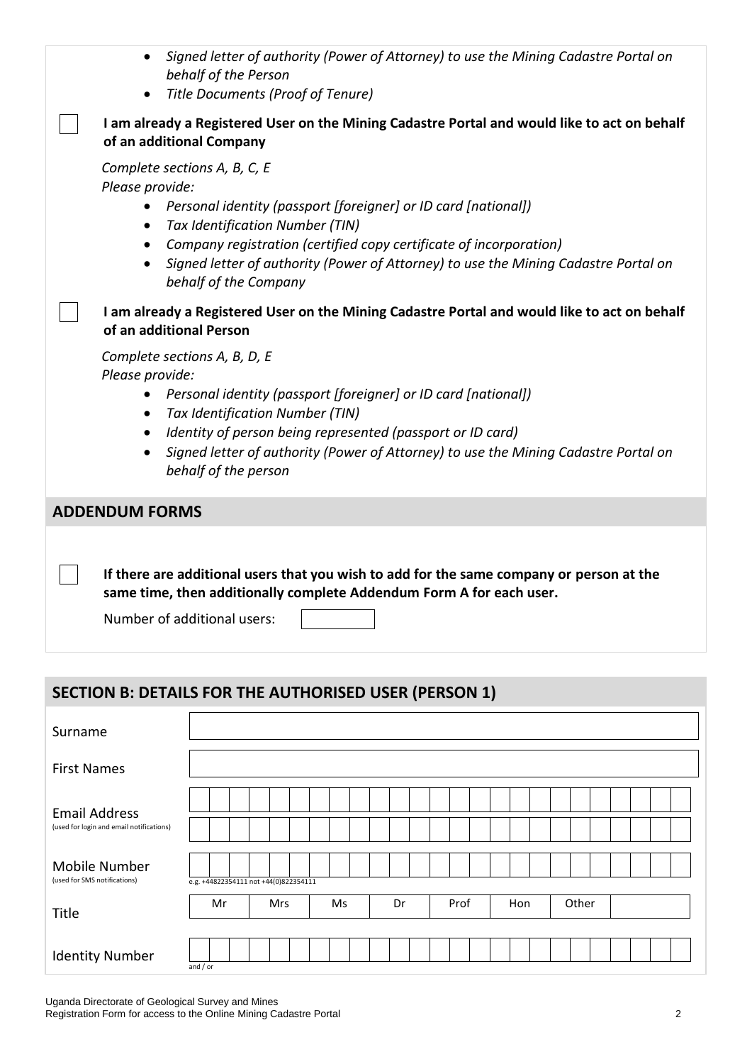- *Signed letter of authority (Power of Attorney) to use the Mining Cadastre Portal on behalf of the Person*
- *Title Documents (Proof of Tenure)*

☐ **I am already a Registered User on the Mining Cadastre Portal and would like to act on behalf of an additional Company**

*Complete sections A, B, C, E*
*Please provide:*

- *Personal identity (passport [foreigner] or ID card [national])*
- *Tax Identification Number (TIN)*
- *Company registration (certified copy certificate of incorporation)*
- *Signed letter of authority (Power of Attorney) to use the Mining Cadastre Portal on behalf of the Company*

☐ **I am already a Registered User on the Mining Cadastre Portal and would like to act on behalf of an additional Person**

*Complete sections A, B, D, E*
*Please provide:*

- *Personal identity (passport [foreigner] or ID card [national])*
- *Tax Identification Number (TIN)*
- *Identity of person being represented (passport or ID card)*
- *Signed letter of authority (Power of Attorney) to use the Mining Cadastre Portal on behalf of the person*

## ADDENDUM FORMS

☐ **If there are additional users that you wish to add for the same company or person at the same time, then additionally complete Addendum Form A for each user.**

Number of additional users: ______

## SECTION B: DETAILS FOR THE AUTHORISED USER (PERSON 1)

| Field | |
|---|---|
| Surname | |
| First Names | |
| Email Address (used for login and email notifications) | |
| Mobile Number (used for SMS notifications) | e.g. +44822354111 not +44(0)822354111 |
| Title | Mr / Mrs / Ms / Dr / Prof / Hon / Other |
| Identity Number | and / or |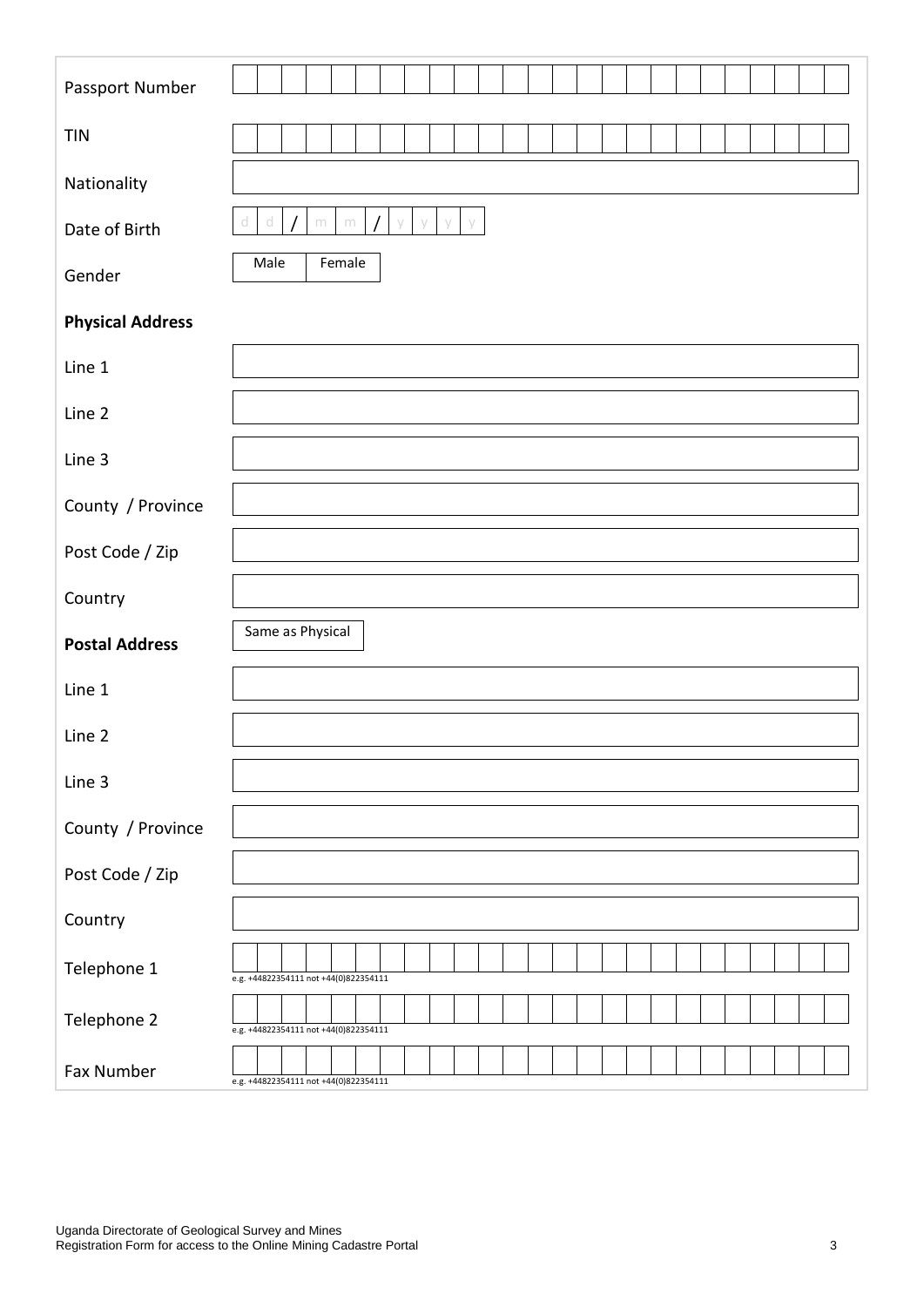| | |
|---|---|
| Passport Number | |
| TIN | |
| Nationality | |
| Date of Birth | d d / m m / y y y y |
| Gender | Male Female |
| **Physical Address** | |
| Line 1 | |
| Line 2 | |
| Line 3 | |
| County / Province | |
| Post Code / Zip | |
| Country | |
| **Postal Address** | Same as Physical |
| Line 1 | |
| Line 2 | |
| Line 3 | |
| County / Province | |
| Post Code / Zip | |
| Country | |
| Telephone 1 | e.g. +448223541111 not +44(0)822354111 |
| Telephone 2 | e.g. +448223541111 not +44(0)822354111 |
| Fax Number | e.g. +448223541111 not +44(0)822354111 |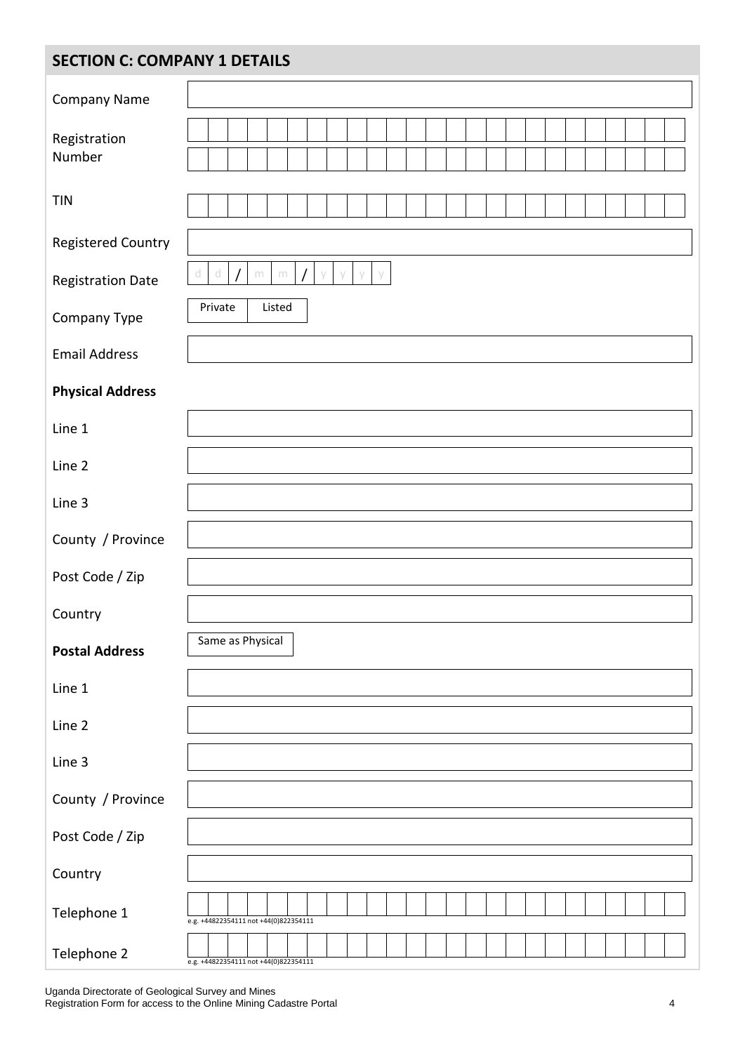## SECTION C: COMPANY 1 DETAILS

| | |
|---|---|
| Company Name | |
| Registration Number | |
| TIN | |
| Registered Country | |
| Registration Date | d d / m m / y y y y |
| Company Type | Private / Listed |
| Email Address | |
| **Physical Address** | |
| Line 1 | |
| Line 2 | |
| Line 3 | |
| County / Province | |
| Post Code / Zip | |
| Country | |
| **Postal Address** | Same as Physical |
| Line 1 | |
| Line 2 | |
| Line 3 | |
| County / Province | |
| Post Code / Zip | |
| Country | |
| Telephone 1 | e.g. +44822354111 not +44(0)822354111 |
| Telephone 2 | e.g. +44822354111 not +44(0)822354111 |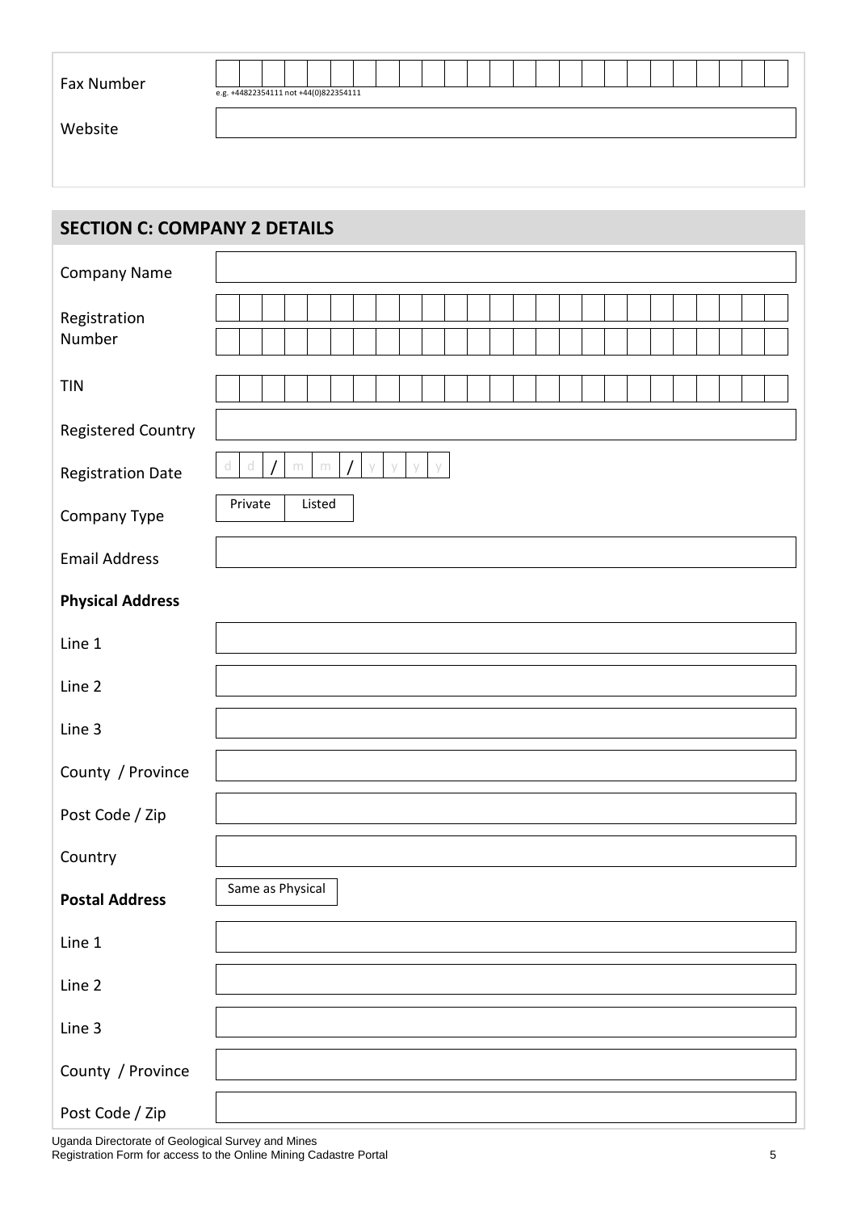| | |
|---|---|
| Fax Number | e.g. +44822354111 not +44(0)822354111 |
| Website | |

## SECTION C: COMPANY 2 DETAILS

| | |
|---|---|
| Company Name | |
| Registration Number | |
| TIN | |
| Registered Country | |
| Registration Date | d d / m m / y y y y |
| Company Type | Private Listed |
| Email Address | |
| **Physical Address** | |
| Line 1 | |
| Line 2 | |
| Line 3 | |
| County / Province | |
| Post Code / Zip | |
| Country | |
| **Postal Address** | Same as Physical |
| Line 1 | |
| Line 2 | |
| Line 3 | |
| County / Province | |
| Post Code / Zip | |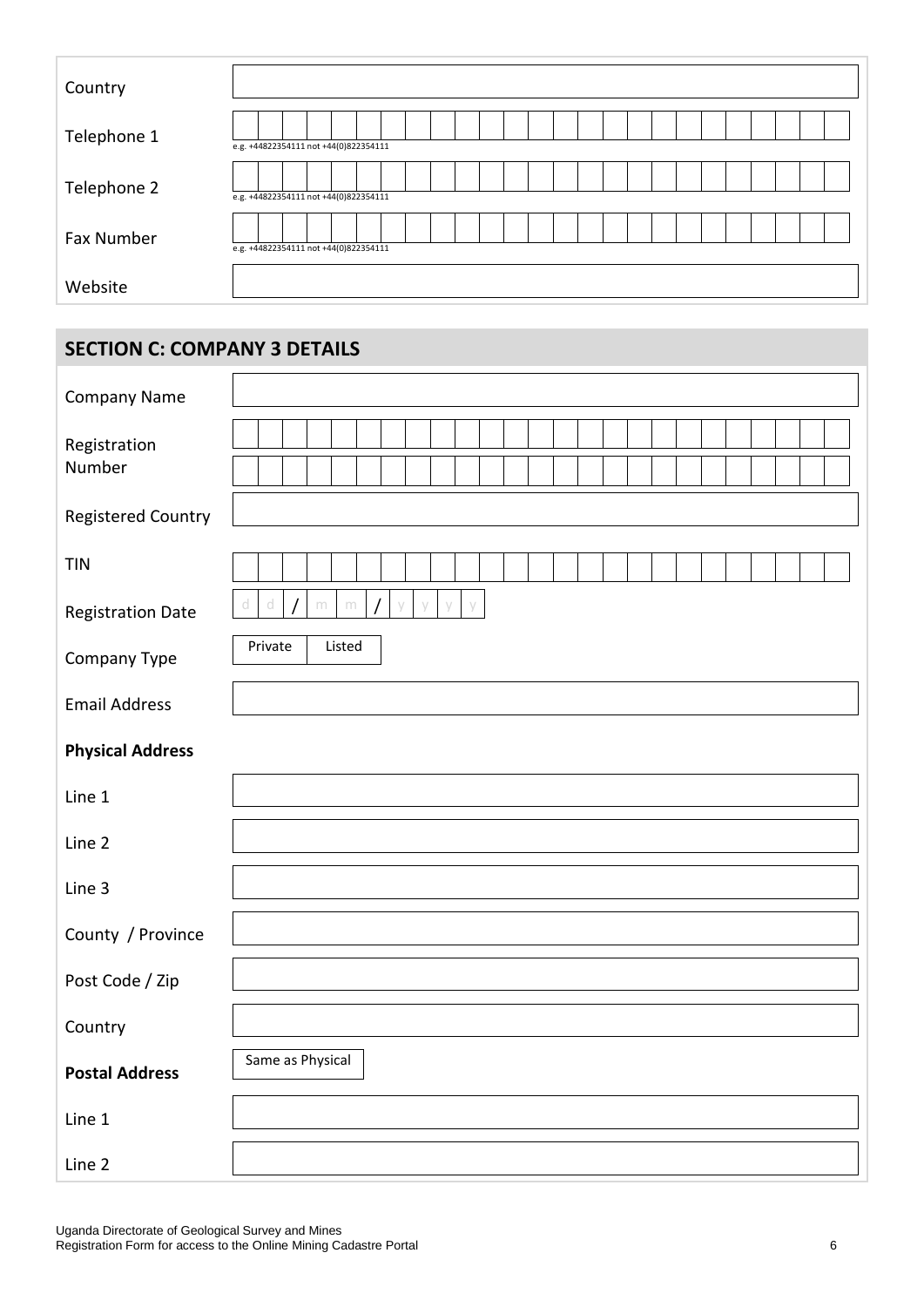| | |
|---|---|
| Country | |
| Telephone 1 | e.g. +448223541111 not +44(0)822354111 |
| Telephone 2 | e.g. +448223541111 not +44(0)822354111 |
| Fax Number | e.g. +448223541111 not +44(0)822354111 |
| Website | |

## SECTION C: COMPANY 3 DETAILS

| | |
|---|---|
| Company Name | |
| Registration Number | |
| Registered Country | |
| TIN | |
| Registration Date | d d / m m / y y y y |
| Company Type | Private Listed |
| Email Address | |
| **Physical Address** | |
| Line 1 | |
| Line 2 | |
| Line 3 | |
| County / Province | |
| Post Code / Zip | |
| Country | |
| **Postal Address** | Same as Physical |
| Line 1 | |
| Line 2 | |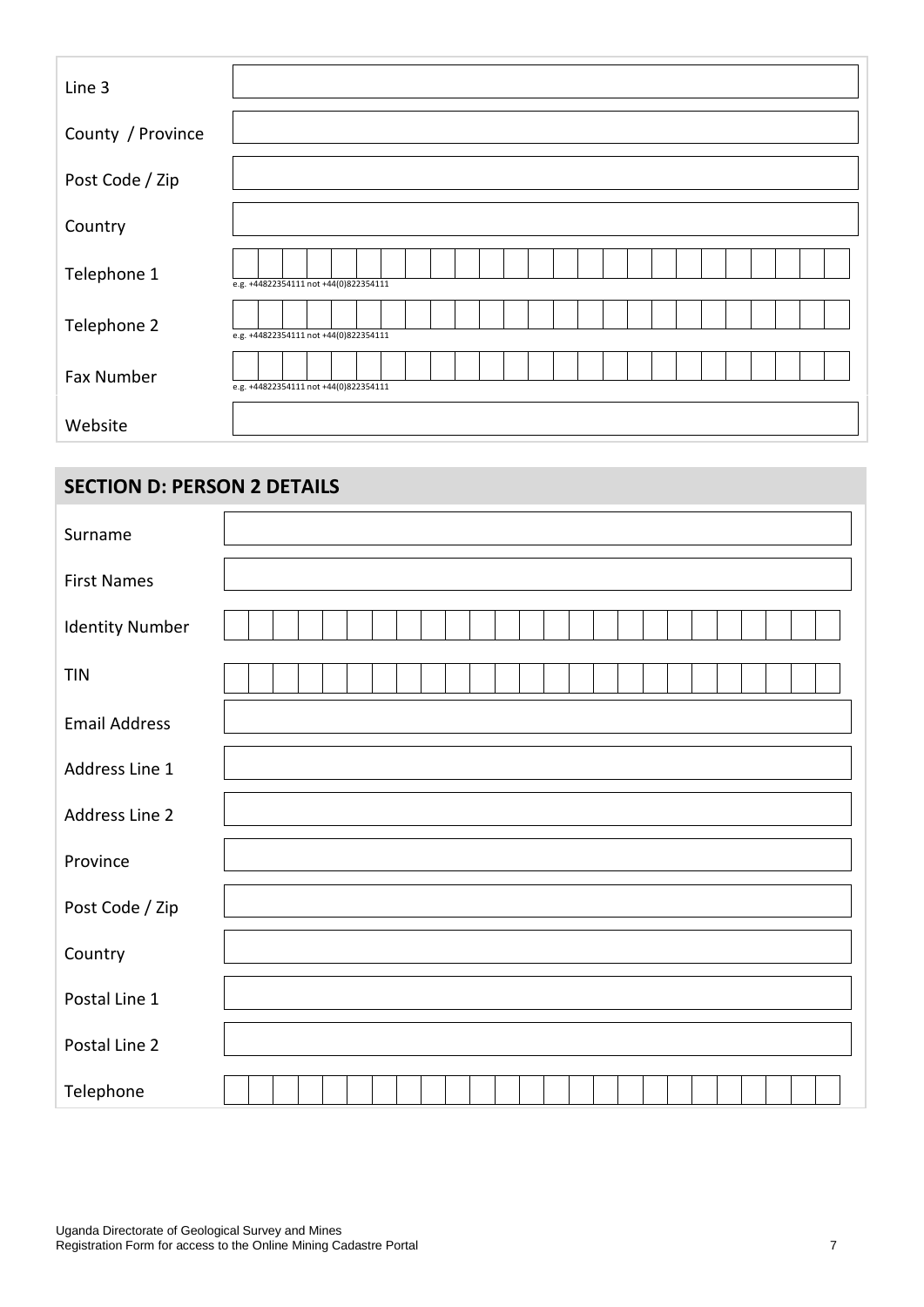| | |
|---|---|
| Line 3 | |
| County / Province | |
| Post Code / Zip | |
| Country | |
| Telephone 1 | e.g. +448223541111 not +44(0)822354111 |
| Telephone 2 | e.g. +448223541111 not +44(0)822354111 |
| Fax Number | e.g. +448223541111 not +44(0)822354111 |
| Website | |

## SECTION D: PERSON 2 DETAILS

| | |
|---|---|
| Surname | |
| First Names | |
| Identity Number | |
| TIN | |
| Email Address | |
| Address Line 1 | |
| Address Line 2 | |
| Province | |
| Post Code / Zip | |
| Country | |
| Postal Line 1 | |
| Postal Line 2 | |
| Telephone | |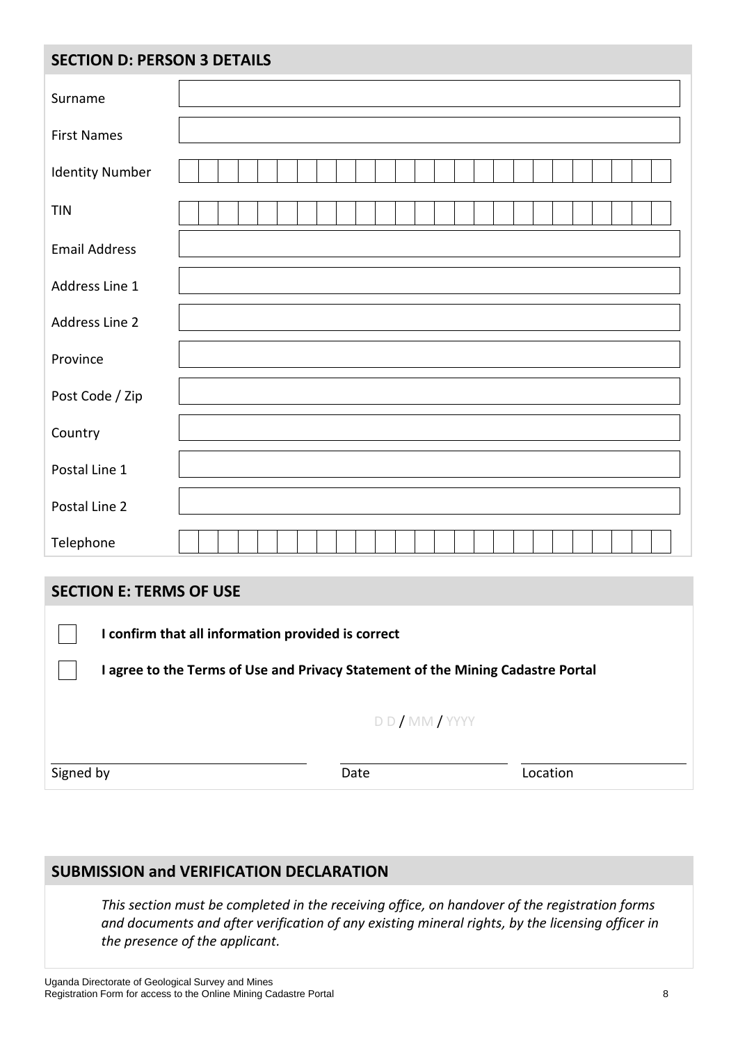## SECTION D: PERSON 3 DETAILS

| Field | |
|---|---|
| Surname | |
| First Names | |
| Identity Number | |
| TIN | |
| Email Address | |
| Address Line 1 | |
| Address Line 2 | |
| Province | |
| Post Code / Zip | |
| Country | |
| Postal Line 1 | |
| Postal Line 2 | |
| Telephone | |

## SECTION E: TERMS OF USE

- [ ] **I confirm that all information provided is correct**
- [ ] **I agree to the Terms of Use and Privacy Statement of the Mining Cadastre Portal**

| Signed by | Date | Location |
|---|---|---|
| | D D / MM / YYYY | |

## SUBMISSION and VERIFICATION DECLARATION

*This section must be completed in the receiving office, on handover of the registration forms and documents and after verification of any existing mineral rights, by the licensing officer in the presence of the applicant.*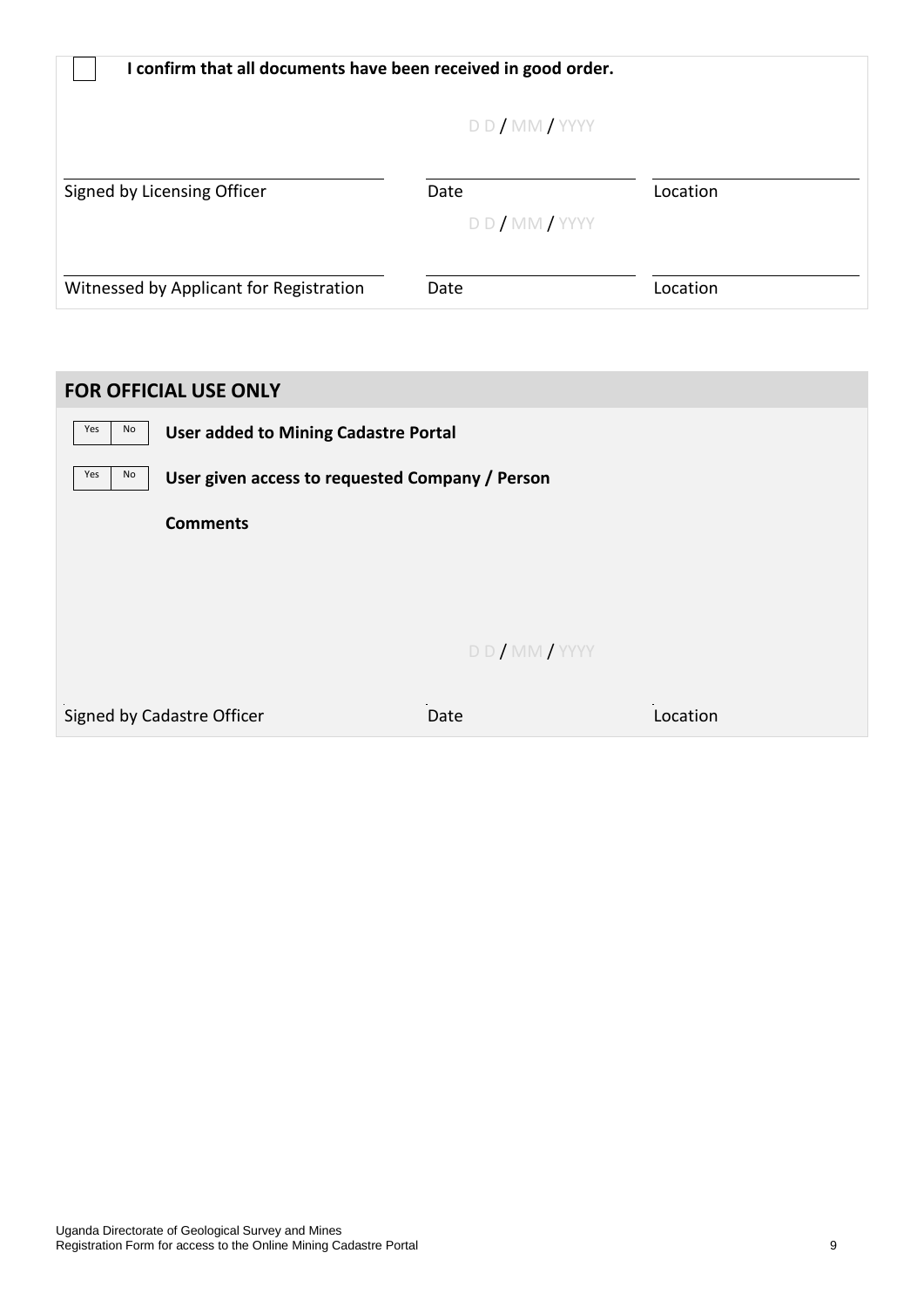☐ **I confirm that all documents have been received in good order.**

| | D D / MM / YYYY | |
|---|---|---|
| Signed by Licensing Officer | Date | Location |
| | D D / MM / YYYY | |
| Witnessed by Applicant for Registration | Date | Location |

## FOR OFFICIAL USE ONLY

Yes ☐ No ☐ **User added to Mining Cadastre Portal**

Yes ☐ No ☐ **User given access to requested Company / Person**

**Comments**

| | D D / MM / YYYY | |
|---|---|---|
| Signed by Cadastre Officer | Date | Location |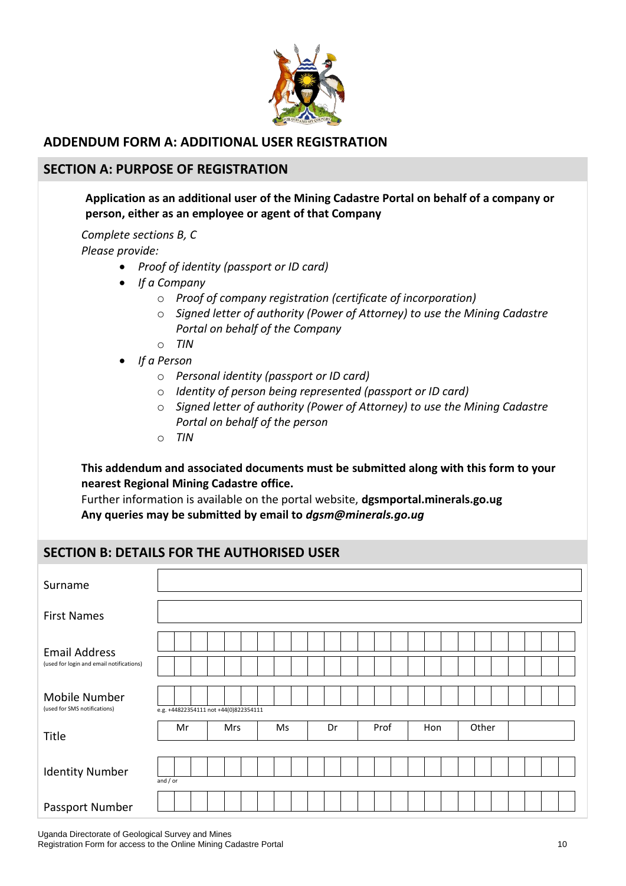## ADDENDUM FORM A: ADDITIONAL USER REGISTRATION

### SECTION A: PURPOSE OF REGISTRATION

**Application as an additional user of the Mining Cadastre Portal on behalf of a company or person, either as an employee or agent of that Company**

*Complete sections B, C*

*Please provide:*

- *Proof of identity (passport or ID card)*
- *If a Company*
  - *Proof of company registration (certificate of incorporation)*
  - *Signed letter of authority (Power of Attorney) to use the Mining Cadastre Portal on behalf of the Company*
  - *TIN*
- *If a Person*
  - *Personal identity (passport or ID card)*
  - *Identity of person being represented (passport or ID card)*
  - *Signed letter of authority (Power of Attorney) to use the Mining Cadastre Portal on behalf of the person*
  - *TIN*

**This addendum and associated documents must be submitted along with this form to your nearest Regional Mining Cadastre office.**

Further information is available on the portal website, **dgsmportal.minerals.go.ug**

**Any queries may be submitted by email to *dgsm@minerals.go.ug***

### SECTION B: DETAILS FOR THE AUTHORISED USER

| | |
|---|---|
| Surname | |
| First Names | |
| Email Address (used for login and email notifications) | |
| Mobile Number (used for SMS notifications) | e.g. +44822354111 not +44(0)822354111 |
| Title | Mr / Mrs / Ms / Dr / Prof / Hon / Other |
| Identity Number | and / or |
| Passport Number | |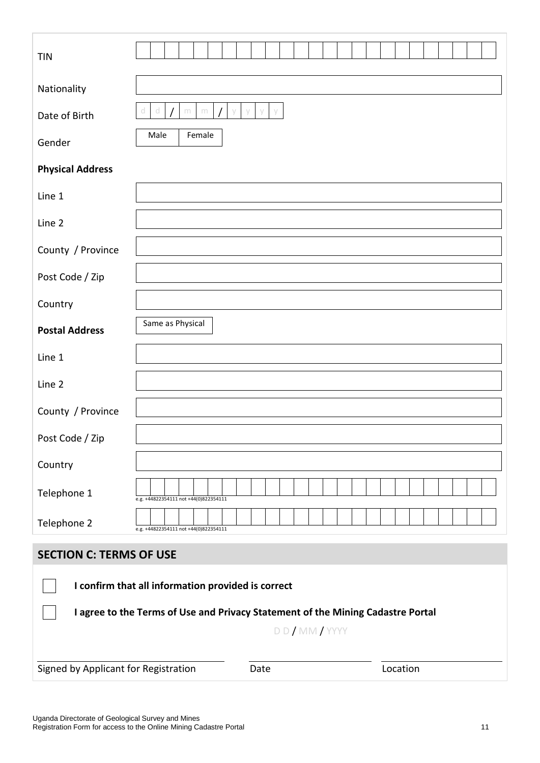| | |
|---|---|
| TIN | |
| Nationality | |
| Date of Birth | d d / m m / y y y y |
| Gender | Male Female |
| **Physical Address** | |
| Line 1 | |
| Line 2 | |
| County / Province | |
| Post Code / Zip | |
| Country | |
| **Postal Address** | Same as Physical |
| Line 1 | |
| Line 2 | |
| County / Province | |
| Post Code / Zip | |
| Country | |
| Telephone 1 | e.g. +448223541111 not +44(0)822354111 |
| Telephone 2 | e.g. +448223541111 not +44(0)822354111 |

## SECTION C: TERMS OF USE

☐ **I confirm that all information provided is correct**

☐ **I agree to the Terms of Use and Privacy Statement of the Mining Cadastre Portal**

| Signed by Applicant for Registration | Date | Location |
|---|---|---|
| | D D / MM / YYYY | |

Uganda Directorate of Geological Survey and Mines
Registration Form for access to the Online Mining Cadastre Portal